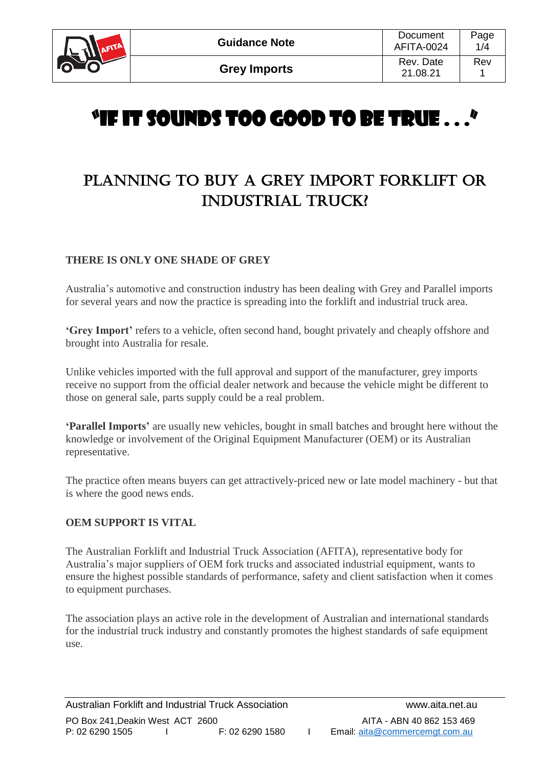# "IF IT SOUNDS TOO GOOD TO BE TRUE . . ."

## PLANNING TO BUY A GREY IMPORT FORKLIFT OR INDUSTRIAL TRUCK?

**THERE IS ONLY ONE SHADE OF GREY**

Australia's automotive and construction industry has been dealing with Grey and Parallel imports for several years and now the practice is spreading into the forklift and industrial truck area.

**'Grey Import'** refers to a vehicle, often second hand, bought privately and cheaply offshore and brought into Australia for resale.

Unlike vehicles imported with the full approval and support of the manufacturer, grey imports receive no support from the official dealer network and because the vehicle might be different to those on general sale, parts supply could be a real problem.

**'Parallel Imports'** are usually new vehicles, bought in small batches and brought here without the knowledge or involvement of the Original Equipment Manufacturer (OEM) or its Australian representative.

The practice often means buyers can get attractively-priced new or late model machinery - but that is where the good news ends.

**OEM SUPPORT IS VITAL**

The Australian Forklift and Industrial Truck Association (AFITA), representative body for Australia's major suppliers of OEM fork trucks and associated industrial equipment, wants to ensure the highest possible standards of performance, safety and client satisfaction when it comes to equipment purchases.

The association plays an active role in the development of Australian and international standards for the industrial truck industry and constantly promotes the highest standards of safe equipment use.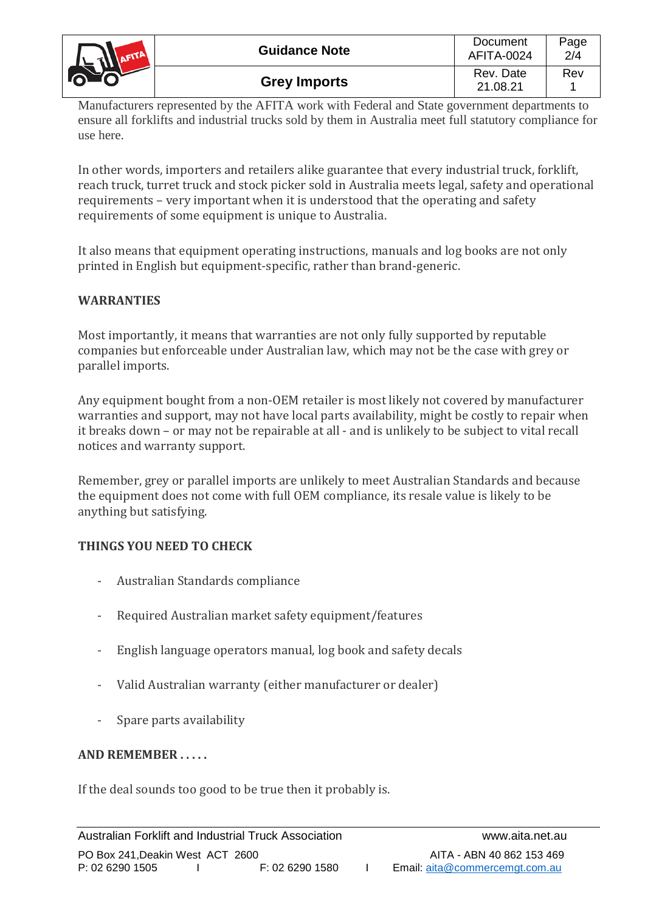Manufacturers represented by the AFITA work with Federal and State government departments to ensure all forklifts and industrial trucks sold by them in Australia meet full statutory compliance for use here.

In other words, importers and retailers alike guarantee that every industrial truck, forklift, reach truck, turret truck and stock picker sold in Australia meets legal, safety and operational requirements – very important when it is understood that the operating and safety requirements of some equipment is unique to Australia.

It also means that equipment operating instructions, manuals and log books are not only printed in English but equipment-specific, rather than brand-generic.

**WARRANTIES**

Most importantly, it means that warranties are not only fully supported by reputable companies but enforceable under Australian law, which may not be the case with grey or parallel imports.

Any equipment bought from a non-OEM retailer is most likely not covered by manufacturer warranties and support, may not have local parts availability, might be costly to repair when it breaks down – or may not be repairable at all - and is unlikely to be subject to vital recall notices and warranty support.

Remember, grey or parallel imports are unlikely to meet Australian Standards and because the equipment does not come with full OEM compliance, its resale value is likely to be anything but satisfying.

**THINGS YOU NEED TO CHECK**

- Australian Standards compliance
- Required Australian market safety equipment/features
- English language operators manual, log book and safety decals
- Valid Australian warranty (either manufacturer or dealer)
- Spare parts availability

**AND REMEMBER . . . . .**

If the deal sounds too good to be true then it probably is.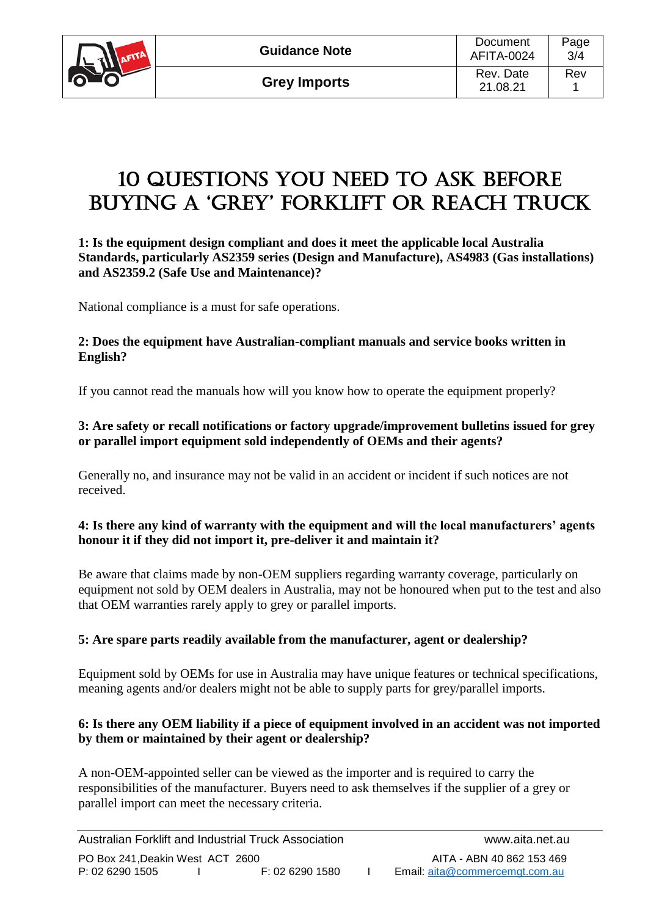# 10 QUESTIONS YOU NEED TO ASK BEFORE BUYING A 'GREY' FORKLIFT OR REACH TRUCK

**1: Is the equipment design compliant and does it meet the applicable local Australia Standards, particularly AS2359 series (Design and Manufacture), AS4983 (Gas installations) and AS2359.2 (Safe Use and Maintenance)?**

National compliance is a must for safe operations.

**2: Does the equipment have Australian-compliant manuals and service books written in English?**

If you cannot read the manuals how will you know how to operate the equipment properly?

**3: Are safety or recall notifications or factory upgrade/improvement bulletins issued for grey or parallel import equipment sold independently of OEMs and their agents?**

Generally no, and insurance may not be valid in an accident or incident if such notices are not received.

**4: Is there any kind of warranty with the equipment and will the local manufacturers' agents honour it if they did not import it, pre-deliver it and maintain it?**

Be aware that claims made by non-OEM suppliers regarding warranty coverage, particularly on equipment not sold by OEM dealers in Australia, may not be honoured when put to the test and also that OEM warranties rarely apply to grey or parallel imports.

**5: Are spare parts readily available from the manufacturer, agent or dealership?**

Equipment sold by OEMs for use in Australia may have unique features or technical specifications, meaning agents and/or dealers might not be able to supply parts for grey/parallel imports.

**6: Is there any OEM liability if a piece of equipment involved in an accident was not imported by them or maintained by their agent or dealership?**

A non-OEM-appointed seller can be viewed as the importer and is required to carry the responsibilities of the manufacturer. Buyers need to ask themselves if the supplier of a grey or parallel import can meet the necessary criteria.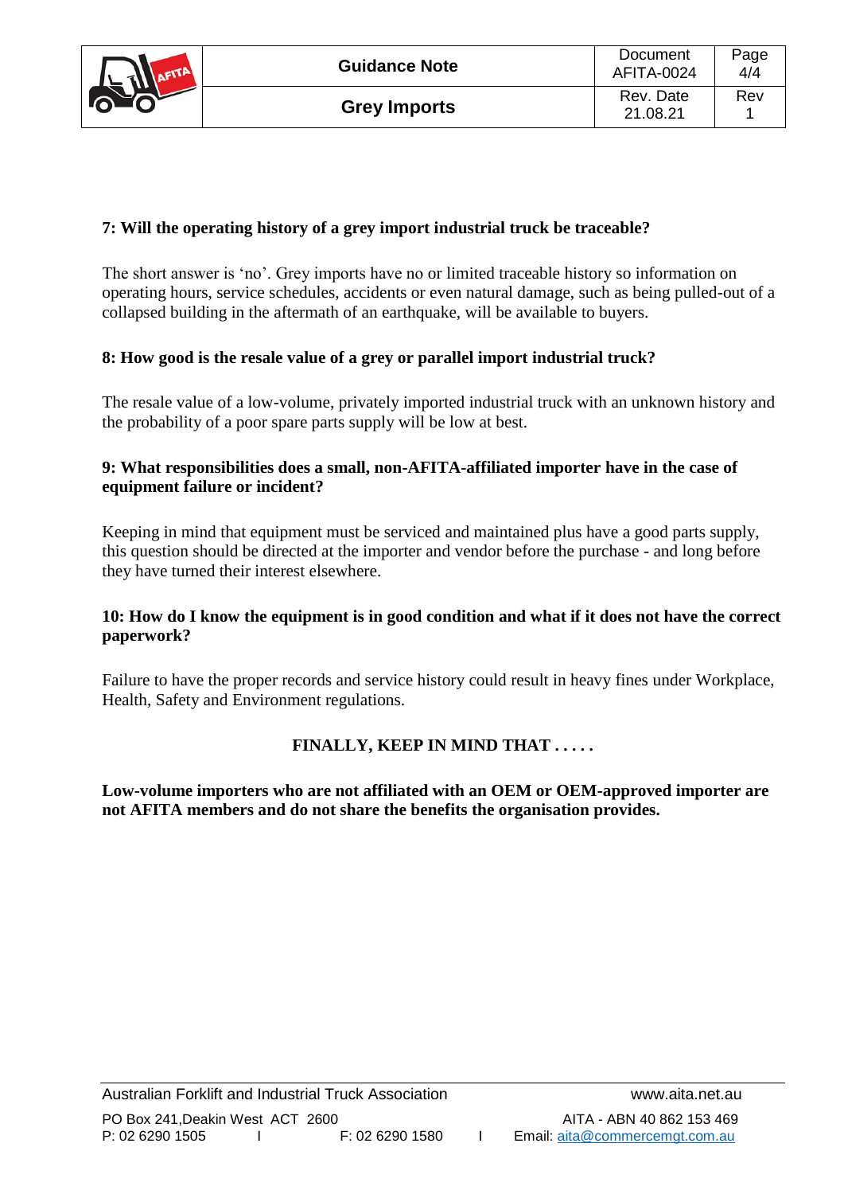**7: Will the operating history of a grey import industrial truck be traceable?**

The short answer is ‘no’. Grey imports have no or limited traceable history so information on operating hours, service schedules, accidents or even natural damage, such as being pulled-out of a collapsed building in the aftermath of an earthquake, will be available to buyers.

**8: How good is the resale value of a grey or parallel import industrial truck?**

The resale value of a low-volume, privately imported industrial truck with an unknown history and the probability of a poor spare parts supply will be low at best.

**9: What responsibilities does a small, non-AFITA-affiliated importer have in the case of equipment failure or incident?**

Keeping in mind that equipment must be serviced and maintained plus have a good parts supply, this question should be directed at the importer and vendor before the purchase - and long before they have turned their interest elsewhere.

**10: How do I know the equipment is in good condition and what if it does not have the correct paperwork?**

Failure to have the proper records and service history could result in heavy fines under Workplace, Health, Safety and Environment regulations.

**FINALLY, KEEP IN MIND THAT . . . . .**

**Low-volume importers who are not affiliated with an OEM or OEM-approved importer are not AFITA members and do not share the benefits the organisation provides.**